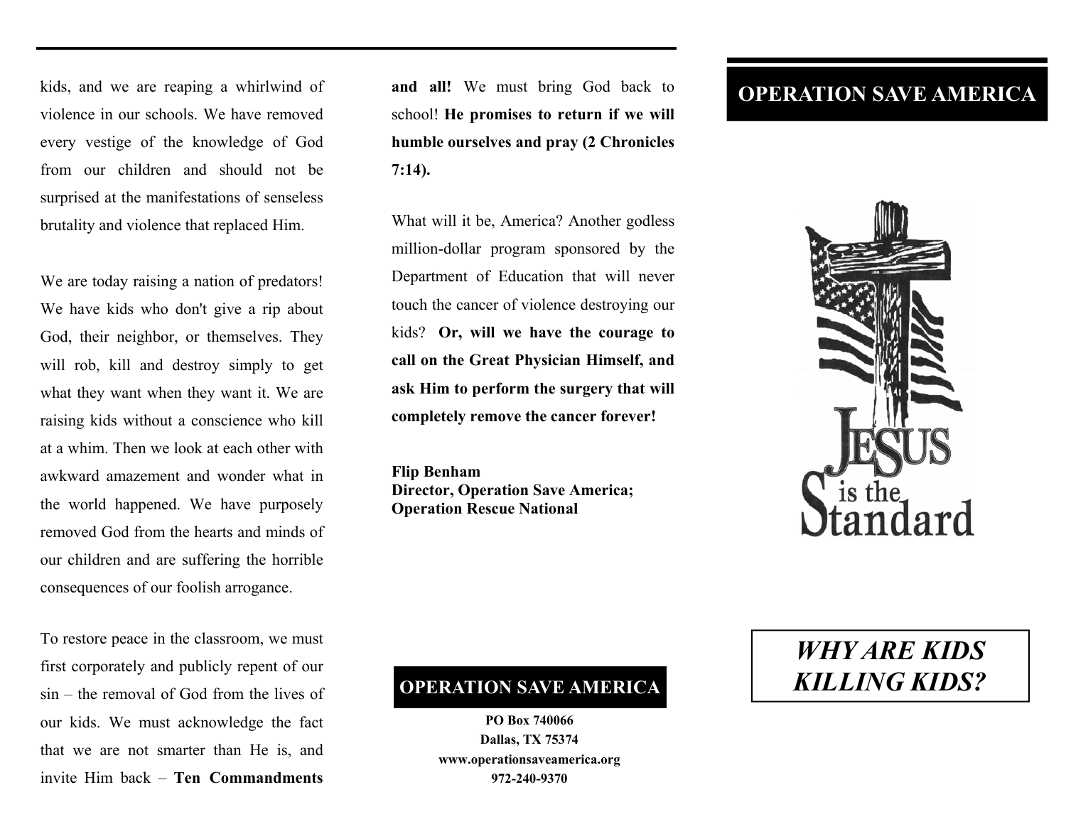kids, and we are reaping a whirlwind of violence in our schools. We have removed every vestige of the knowledge of God from our children and should not be surprised at the manifestations of senseless brutality and violence that replaced Him.

We are today raising a nation of predators! We have kids who don't give a rip about God, their neighbor, or themselves. They will rob, kill and destroy simply to get what they want when they want it. We are raising kids without a conscience who kill at a whim. Then we look at each other with awkward amazement and wonder what in the world happened. We have purposely removed God from the hearts and minds of our children and are suffering the horrible consequences of our foolish arrogance.

To restore peace in the classroom, we must first corporately and publicly repent of our sin – the removal of God from the lives of our kids. We must acknowledge the fact that we are not smarter than He is, and invite Him back – **Ten Commandments and all!** We must bring God back to school! **He promises to return if we will humble ourselves and pray (2 Chronicles 7:14).**

What will it be, America? Another godless million-dollar program sponsored by the Department of Education that will never touch the cancer of violence destroying our kids? **Or, will we have the courage to call on the Great Physician Himself, and ask Him to perform the surgery that will completely remove the cancer forever!**

**Flip Benham**
**Director, Operation Save America;**
**Operation Rescue National**

**OPERATION SAVE AMERICA**

**PO Box 740066**
**Dallas, TX 75374**
**www.operationsaveamerica.org**
**972-240-9370**

# OPERATION SAVE AMERICA

JESUS is the Standard

## *WHY ARE KIDS KILLING KIDS?*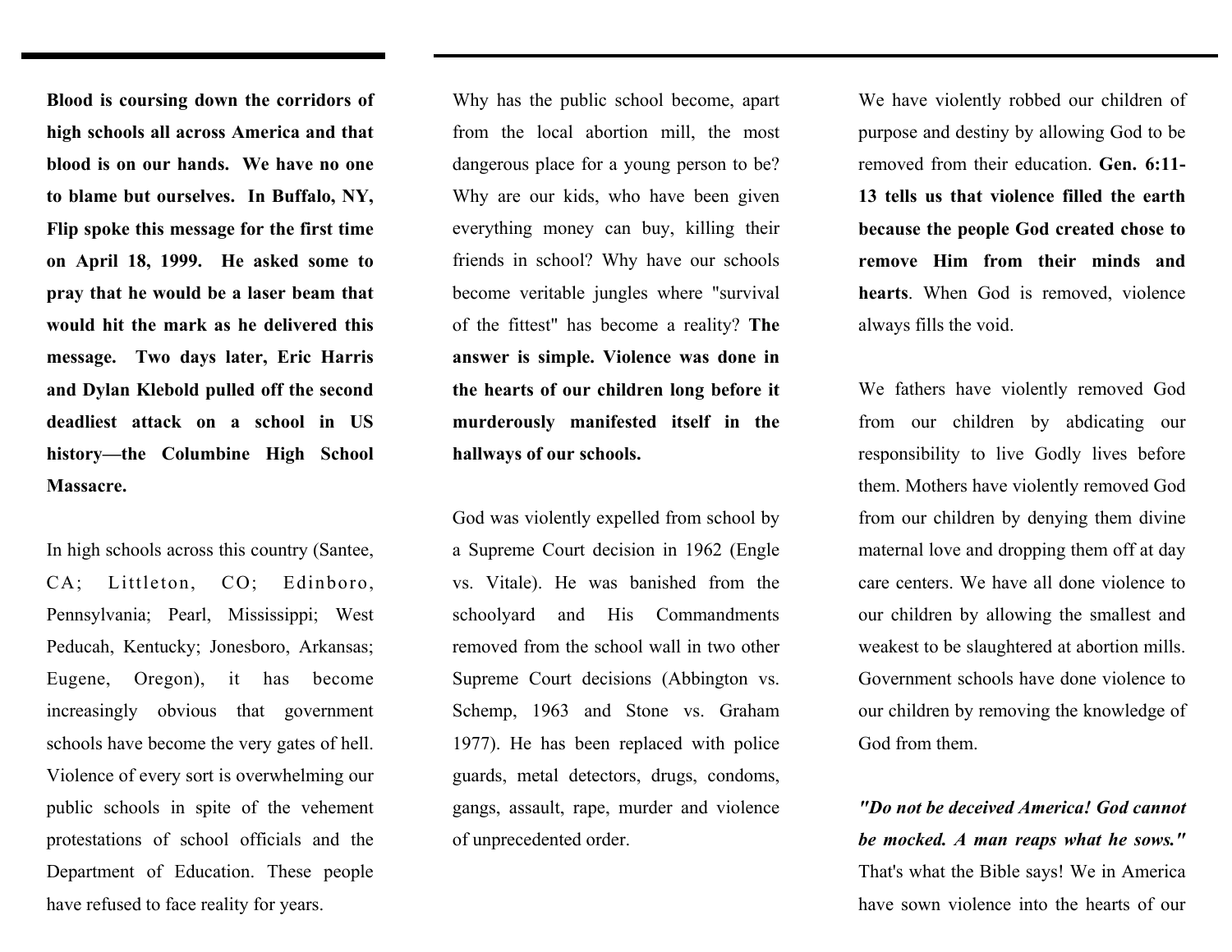**Blood is coursing down the corridors of high schools all across America and that blood is on our hands. We have no one to blame but ourselves. In Buffalo, NY, Flip spoke this message for the first time on April 18, 1999. He asked some to pray that he would be a laser beam that would hit the mark as he delivered this message. Two days later, Eric Harris and Dylan Klebold pulled off the second deadliest attack on a school in US history—the Columbine High School Massacre.**

In high schools across this country (Santee, CA; Littleton, CO; Edinboro, Pennsylvania; Pearl, Mississippi; West Peducah, Kentucky; Jonesboro, Arkansas; Eugene, Oregon), it has become increasingly obvious that government schools have become the very gates of hell. Violence of every sort is overwhelming our public schools in spite of the vehement protestations of school officials and the Department of Education. These people have refused to face reality for years.

Why has the public school become, apart from the local abortion mill, the most dangerous place for a young person to be? Why are our kids, who have been given everything money can buy, killing their friends in school? Why have our schools become veritable jungles where "survival of the fittest" has become a reality? **The answer is simple. Violence was done in the hearts of our children long before it murderously manifested itself in the hallways of our schools.**

God was violently expelled from school by a Supreme Court decision in 1962 (Engle vs. Vitale). He was banished from the schoolyard and His Commandments removed from the school wall in two other Supreme Court decisions (Abbington vs. Schemp, 1963 and Stone vs. Graham 1977). He has been replaced with police guards, metal detectors, drugs, condoms, gangs, assault, rape, murder and violence of unprecedented order.

We have violently robbed our children of purpose and destiny by allowing God to be removed from their education. **Gen. 6:11-13 tells us that violence filled the earth because the people God created chose to remove Him from their minds and hearts**. When God is removed, violence always fills the void.

We fathers have violently removed God from our children by abdicating our responsibility to live Godly lives before them. Mothers have violently removed God from our children by denying them divine maternal love and dropping them off at day care centers. We have all done violence to our children by allowing the smallest and weakest to be slaughtered at abortion mills. Government schools have done violence to our children by removing the knowledge of God from them.

***"Do not be deceived America! God cannot be mocked. A man reaps what he sows."*** That's what the Bible says! We in America have sown violence into the hearts of our